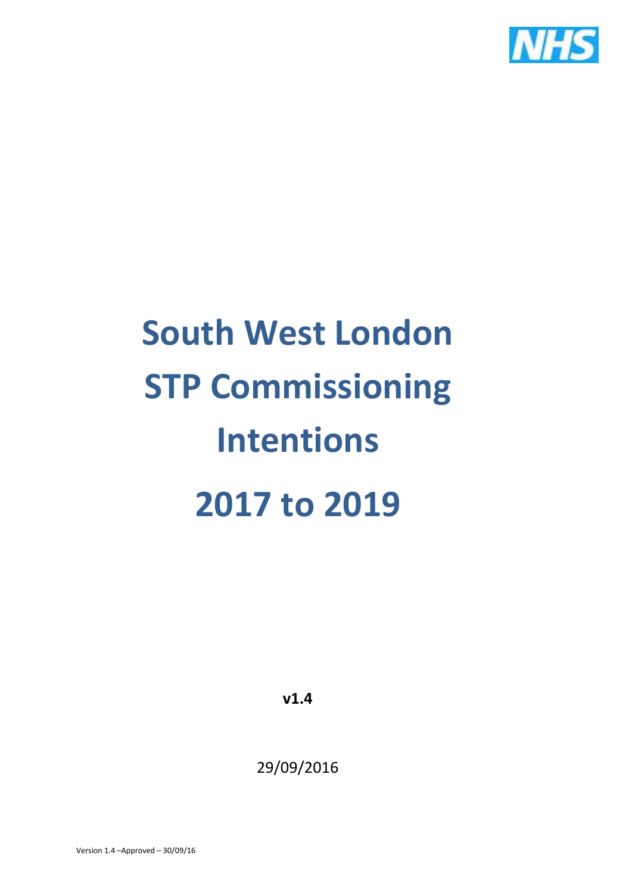# South West London STP Commissioning Intentions 2017 to 2019

**v1.4**

29/09/2016

Version 1.4 –Approved – 30/09/16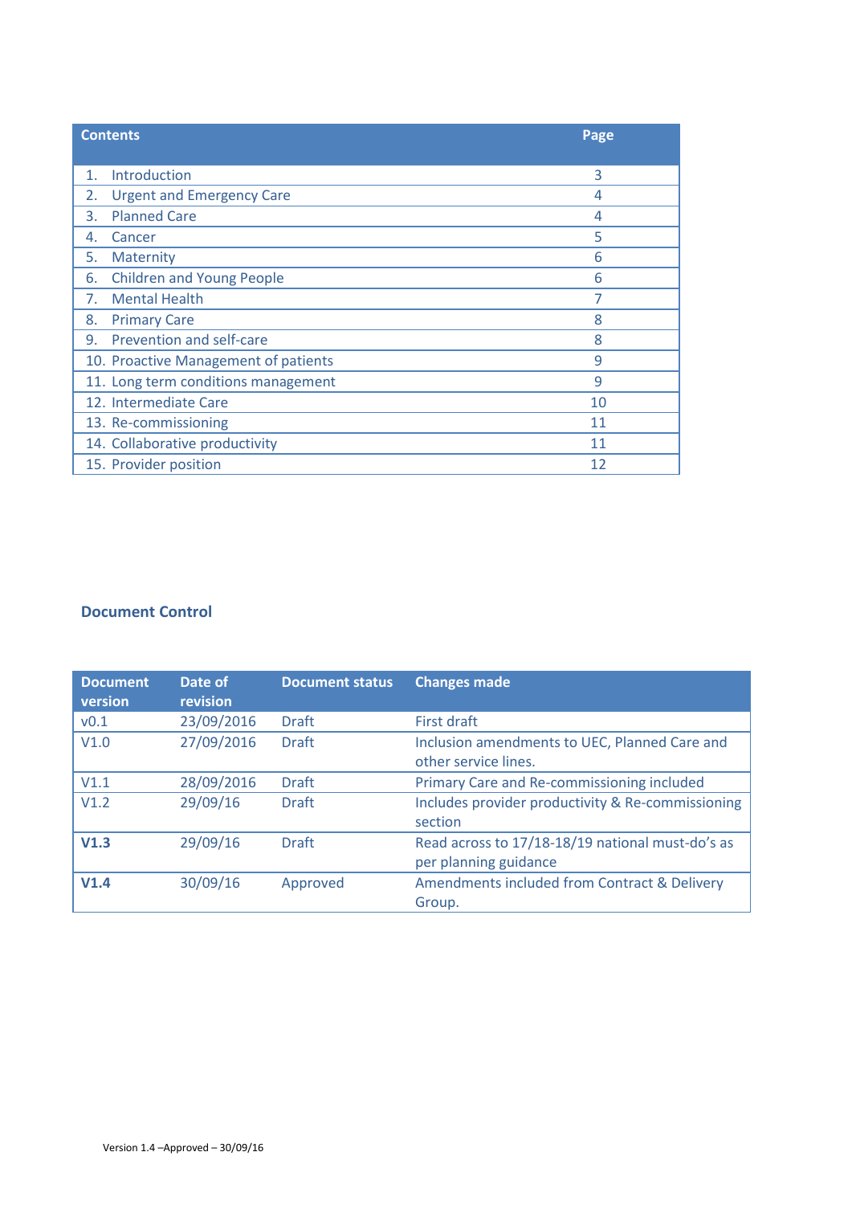| Contents | Page |
|---|---|
| 1. Introduction | 3 |
| 2. Urgent and Emergency Care | 4 |
| 3. Planned Care | 4 |
| 4. Cancer | 5 |
| 5. Maternity | 6 |
| 6. Children and Young People | 6 |
| 7. Mental Health | 7 |
| 8. Primary Care | 8 |
| 9. Prevention and self-care | 8 |
| 10. Proactive Management of patients | 9 |
| 11. Long term conditions management | 9 |
| 12. Intermediate Care | 10 |
| 13. Re-commissioning | 11 |
| 14. Collaborative productivity | 11 |
| 15. Provider position | 12 |

## Document Control

| Document version | Date of revision | Document status | Changes made |
|---|---|---|---|
| v0.1 | 23/09/2016 | Draft | First draft |
| V1.0 | 27/09/2016 | Draft | Inclusion amendments to UEC, Planned Care and other service lines. |
| V1.1 | 28/09/2016 | Draft | Primary Care and Re-commissioning included |
| V1.2 | 29/09/16 | Draft | Includes provider productivity & Re-commissioning section |
| **V1.3** | 29/09/16 | Draft | Read across to 17/18-18/19 national must-do's as per planning guidance |
| **V1.4** | 30/09/16 | Approved | Amendments included from Contract & Delivery Group. |

Version 1.4 –Approved – 30/09/16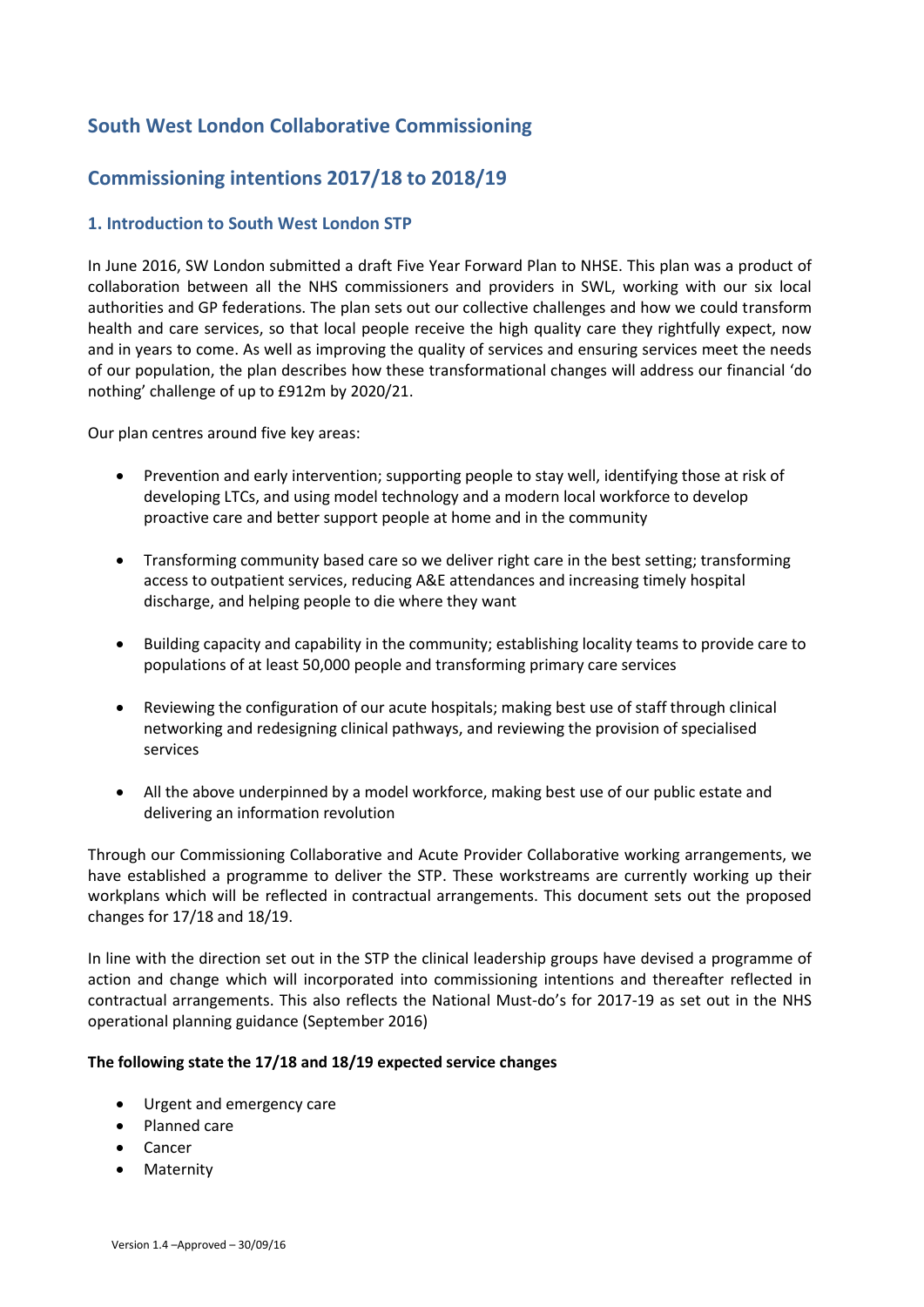## South West London Collaborative Commissioning

## Commissioning intentions 2017/18 to 2018/19

### 1. Introduction to South West London STP

In June 2016, SW London submitted a draft Five Year Forward Plan to NHSE. This plan was a product of collaboration between all the NHS commissioners and providers in SWL, working with our six local authorities and GP federations. The plan sets out our collective challenges and how we could transform health and care services, so that local people receive the high quality care they rightfully expect, now and in years to come. As well as improving the quality of services and ensuring services meet the needs of our population, the plan describes how these transformational changes will address our financial 'do nothing' challenge of up to £912m by 2020/21.

Our plan centres around five key areas:

- Prevention and early intervention; supporting people to stay well, identifying those at risk of developing LTCs, and using model technology and a modern local workforce to develop proactive care and better support people at home and in the community
- Transforming community based care so we deliver right care in the best setting; transforming access to outpatient services, reducing A&E attendances and increasing timely hospital discharge, and helping people to die where they want
- Building capacity and capability in the community; establishing locality teams to provide care to populations of at least 50,000 people and transforming primary care services
- Reviewing the configuration of our acute hospitals; making best use of staff through clinical networking and redesigning clinical pathways, and reviewing the provision of specialised services
- All the above underpinned by a model workforce, making best use of our public estate and delivering an information revolution

Through our Commissioning Collaborative and Acute Provider Collaborative working arrangements, we have established a programme to deliver the STP. These workstreams are currently working up their workplans which will be reflected in contractual arrangements. This document sets out the proposed changes for 17/18 and 18/19.

In line with the direction set out in the STP the clinical leadership groups have devised a programme of action and change which will incorporated into commissioning intentions and thereafter reflected in contractual arrangements. This also reflects the National Must-do's for 2017-19 as set out in the NHS operational planning guidance (September 2016)

**The following state the 17/18 and 18/19 expected service changes**

- Urgent and emergency care
- Planned care
- Cancer
- Maternity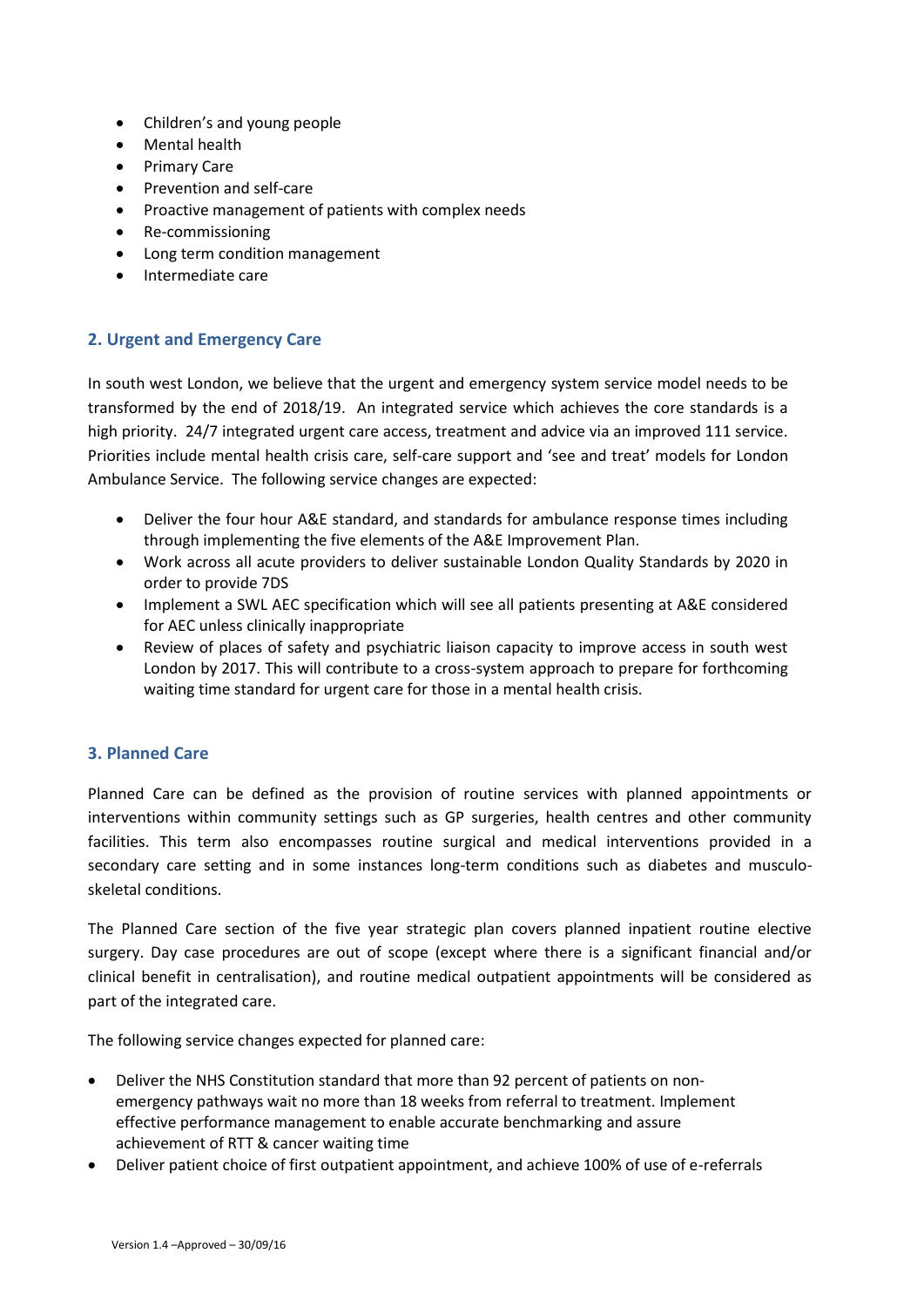- Children's and young people
- Mental health
- Primary Care
- Prevention and self-care
- Proactive management of patients with complex needs
- Re-commissioning
- Long term condition management
- Intermediate care

## 2. Urgent and Emergency Care

In south west London, we believe that the urgent and emergency system service model needs to be transformed by the end of 2018/19. An integrated service which achieves the core standards is a high priority. 24/7 integrated urgent care access, treatment and advice via an improved 111 service. Priorities include mental health crisis care, self-care support and 'see and treat' models for London Ambulance Service. The following service changes are expected:

- Deliver the four hour A&E standard, and standards for ambulance response times including through implementing the five elements of the A&E Improvement Plan.
- Work across all acute providers to deliver sustainable London Quality Standards by 2020 in order to provide 7DS
- Implement a SWL AEC specification which will see all patients presenting at A&E considered for AEC unless clinically inappropriate
- Review of places of safety and psychiatric liaison capacity to improve access in south west London by 2017. This will contribute to a cross-system approach to prepare for forthcoming waiting time standard for urgent care for those in a mental health crisis.

## 3. Planned Care

Planned Care can be defined as the provision of routine services with planned appointments or interventions within community settings such as GP surgeries, health centres and other community facilities. This term also encompasses routine surgical and medical interventions provided in a secondary care setting and in some instances long-term conditions such as diabetes and musculo-skeletal conditions.

The Planned Care section of the five year strategic plan covers planned inpatient routine elective surgery. Day case procedures are out of scope (except where there is a significant financial and/or clinical benefit in centralisation), and routine medical outpatient appointments will be considered as part of the integrated care.

The following service changes expected for planned care:

- Deliver the NHS Constitution standard that more than 92 percent of patients on non-emergency pathways wait no more than 18 weeks from referral to treatment. Implement effective performance management to enable accurate benchmarking and assure achievement of RTT & cancer waiting time
- Deliver patient choice of first outpatient appointment, and achieve 100% of use of e-referrals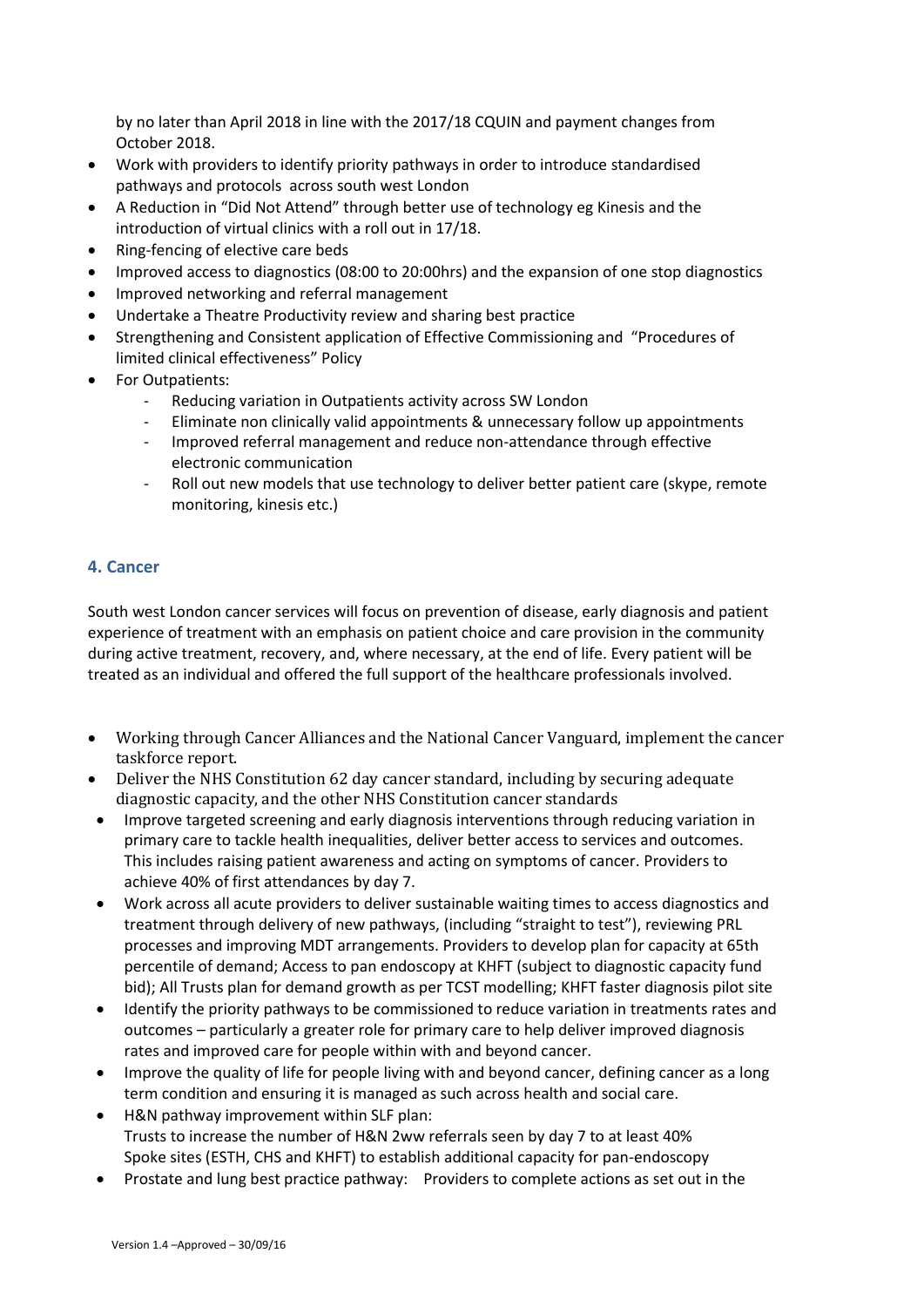by no later than April 2018 in line with the 2017/18 CQUIN and payment changes from October 2018.

- Work with providers to identify priority pathways in order to introduce standardised pathways and protocols across south west London
- A Reduction in "Did Not Attend" through better use of technology eg Kinesis and the introduction of virtual clinics with a roll out in 17/18.
- Ring-fencing of elective care beds
- Improved access to diagnostics (08:00 to 20:00hrs) and the expansion of one stop diagnostics
- Improved networking and referral management
- Undertake a Theatre Productivity review and sharing best practice
- Strengthening and Consistent application of Effective Commissioning and "Procedures of limited clinical effectiveness" Policy
- For Outpatients:
    - Reducing variation in Outpatients activity across SW London
    - Eliminate non clinically valid appointments & unnecessary follow up appointments
    - Improved referral management and reduce non-attendance through effective electronic communication
    - Roll out new models that use technology to deliver better patient care (skype, remote monitoring, kinesis etc.)

## 4. Cancer

South west London cancer services will focus on prevention of disease, early diagnosis and patient experience of treatment with an emphasis on patient choice and care provision in the community during active treatment, recovery, and, where necessary, at the end of life. Every patient will be treated as an individual and offered the full support of the healthcare professionals involved.

- Working through Cancer Alliances and the National Cancer Vanguard, implement the cancer taskforce report.
- Deliver the NHS Constitution 62 day cancer standard, including by securing adequate diagnostic capacity, and the other NHS Constitution cancer standards
- Improve targeted screening and early diagnosis interventions through reducing variation in primary care to tackle health inequalities, deliver better access to services and outcomes. This includes raising patient awareness and acting on symptoms of cancer. Providers to achieve 40% of first attendances by day 7.
- Work across all acute providers to deliver sustainable waiting times to access diagnostics and treatment through delivery of new pathways, (including "straight to test"), reviewing PRL processes and improving MDT arrangements. Providers to develop plan for capacity at 65th percentile of demand; Access to pan endoscopy at KHFT (subject to diagnostic capacity fund bid); All Trusts plan for demand growth as per TCST modelling; KHFT faster diagnosis pilot site
- Identify the priority pathways to be commissioned to reduce variation in treatments rates and outcomes – particularly a greater role for primary care to help deliver improved diagnosis rates and improved care for people within with and beyond cancer.
- Improve the quality of life for people living with and beyond cancer, defining cancer as a long term condition and ensuring it is managed as such across health and social care.
- H&N pathway improvement within SLF plan:
  Trusts to increase the number of H&N 2ww referrals seen by day 7 to at least 40%
  Spoke sites (ESTH, CHS and KHFT) to establish additional capacity for pan-endoscopy
- Prostate and lung best practice pathway: Providers to complete actions as set out in the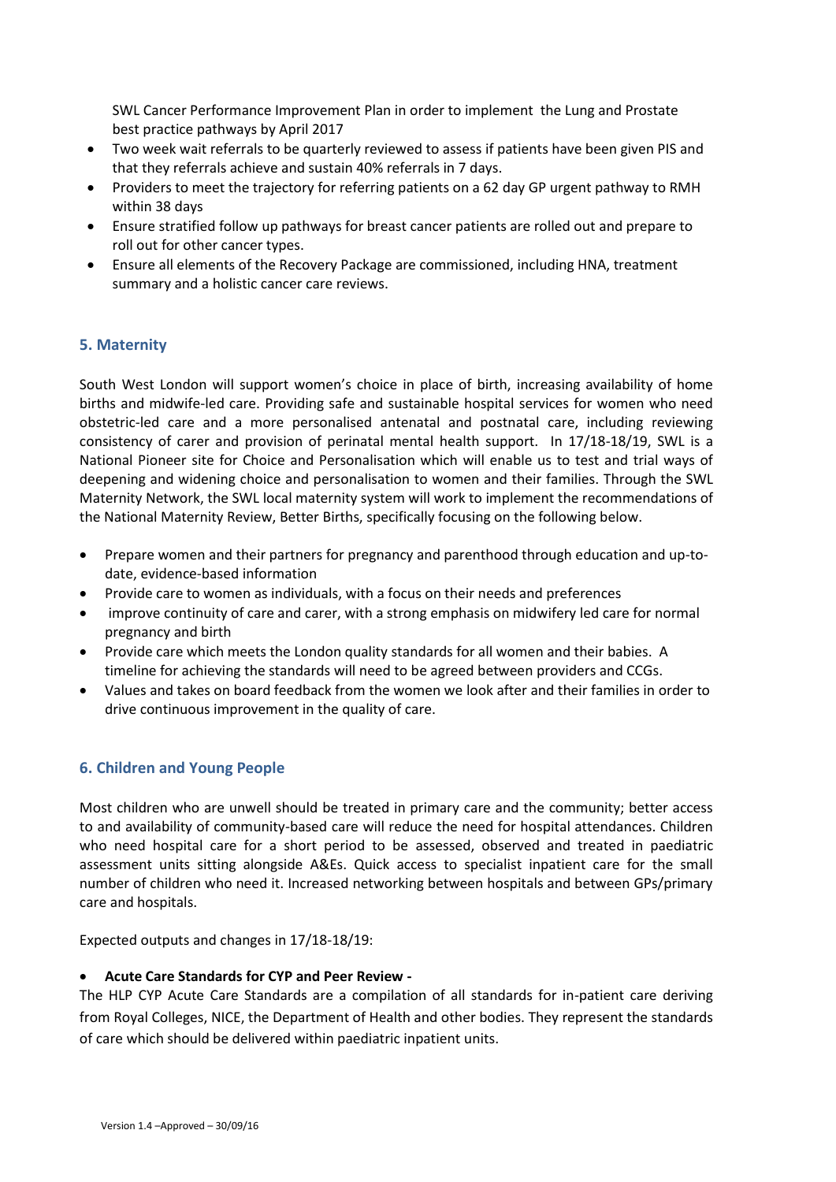SWL Cancer Performance Improvement Plan in order to implement the Lung and Prostate best practice pathways by April 2017

- Two week wait referrals to be quarterly reviewed to assess if patients have been given PIS and that they referrals achieve and sustain 40% referrals in 7 days.
- Providers to meet the trajectory for referring patients on a 62 day GP urgent pathway to RMH within 38 days
- Ensure stratified follow up pathways for breast cancer patients are rolled out and prepare to roll out for other cancer types.
- Ensure all elements of the Recovery Package are commissioned, including HNA, treatment summary and a holistic cancer care reviews.

## 5. Maternity

South West London will support women's choice in place of birth, increasing availability of home births and midwife-led care. Providing safe and sustainable hospital services for women who need obstetric-led care and a more personalised antenatal and postnatal care, including reviewing consistency of carer and provision of perinatal mental health support. In 17/18-18/19, SWL is a National Pioneer site for Choice and Personalisation which will enable us to test and trial ways of deepening and widening choice and personalisation to women and their families. Through the SWL Maternity Network, the SWL local maternity system will work to implement the recommendations of the National Maternity Review, Better Births, specifically focusing on the following below.

- Prepare women and their partners for pregnancy and parenthood through education and up-to-date, evidence-based information
- Provide care to women as individuals, with a focus on their needs and preferences
- improve continuity of care and carer, with a strong emphasis on midwifery led care for normal pregnancy and birth
- Provide care which meets the London quality standards for all women and their babies. A timeline for achieving the standards will need to be agreed between providers and CCGs.
- Values and takes on board feedback from the women we look after and their families in order to drive continuous improvement in the quality of care.

## 6. Children and Young People

Most children who are unwell should be treated in primary care and the community; better access to and availability of community-based care will reduce the need for hospital attendances. Children who need hospital care for a short period to be assessed, observed and treated in paediatric assessment units sitting alongside A&Es. Quick access to specialist inpatient care for the small number of children who need it. Increased networking between hospitals and between GPs/primary care and hospitals.

Expected outputs and changes in 17/18-18/19:

- **Acute Care Standards for CYP and Peer Review -**

The HLP CYP Acute Care Standards are a compilation of all standards for in-patient care deriving from Royal Colleges, NICE, the Department of Health and other bodies. They represent the standards of care which should be delivered within paediatric inpatient units.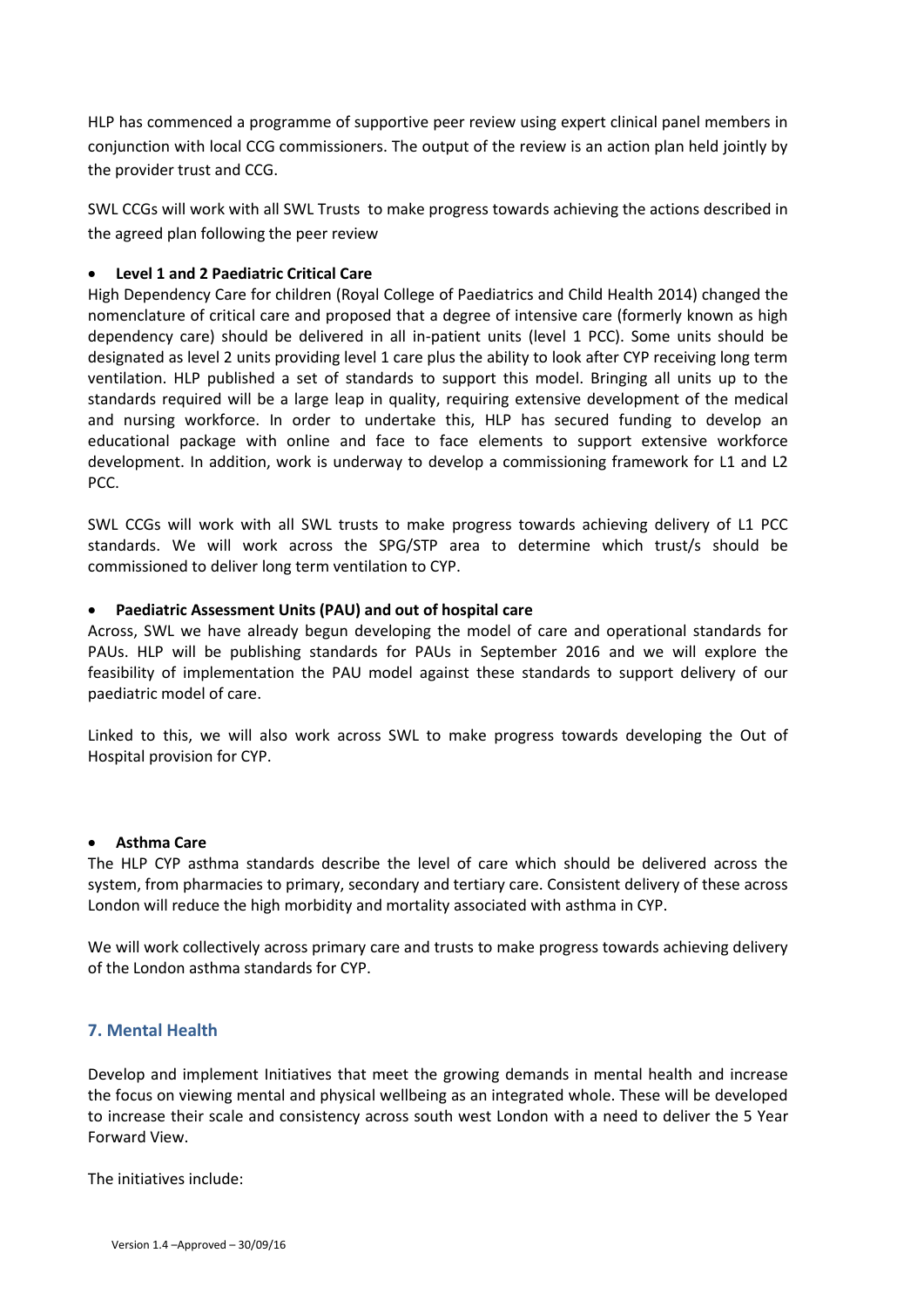HLP has commenced a programme of supportive peer review using expert clinical panel members in conjunction with local CCG commissioners. The output of the review is an action plan held jointly by the provider trust and CCG.

SWL CCGs will work with all SWL Trusts to make progress towards achieving the actions described in the agreed plan following the peer review

- **Level 1 and 2 Paediatric Critical Care**

High Dependency Care for children (Royal College of Paediatrics and Child Health 2014) changed the nomenclature of critical care and proposed that a degree of intensive care (formerly known as high dependency care) should be delivered in all in-patient units (level 1 PCC). Some units should be designated as level 2 units providing level 1 care plus the ability to look after CYP receiving long term ventilation. HLP published a set of standards to support this model. Bringing all units up to the standards required will be a large leap in quality, requiring extensive development of the medical and nursing workforce. In order to undertake this, HLP has secured funding to develop an educational package with online and face to face elements to support extensive workforce development. In addition, work is underway to develop a commissioning framework for L1 and L2 PCC.

SWL CCGs will work with all SWL trusts to make progress towards achieving delivery of L1 PCC standards. We will work across the SPG/STP area to determine which trust/s should be commissioned to deliver long term ventilation to CYP.

- **Paediatric Assessment Units (PAU) and out of hospital care**

Across, SWL we have already begun developing the model of care and operational standards for PAUs. HLP will be publishing standards for PAUs in September 2016 and we will explore the feasibility of implementation the PAU model against these standards to support delivery of our paediatric model of care.

Linked to this, we will also work across SWL to make progress towards developing the Out of Hospital provision for CYP.

- **Asthma Care**

The HLP CYP asthma standards describe the level of care which should be delivered across the system, from pharmacies to primary, secondary and tertiary care. Consistent delivery of these across London will reduce the high morbidity and mortality associated with asthma in CYP.

We will work collectively across primary care and trusts to make progress towards achieving delivery of the London asthma standards for CYP.

## 7. Mental Health

Develop and implement Initiatives that meet the growing demands in mental health and increase the focus on viewing mental and physical wellbeing as an integrated whole. These will be developed to increase their scale and consistency across south west London with a need to deliver the 5 Year Forward View.

The initiatives include: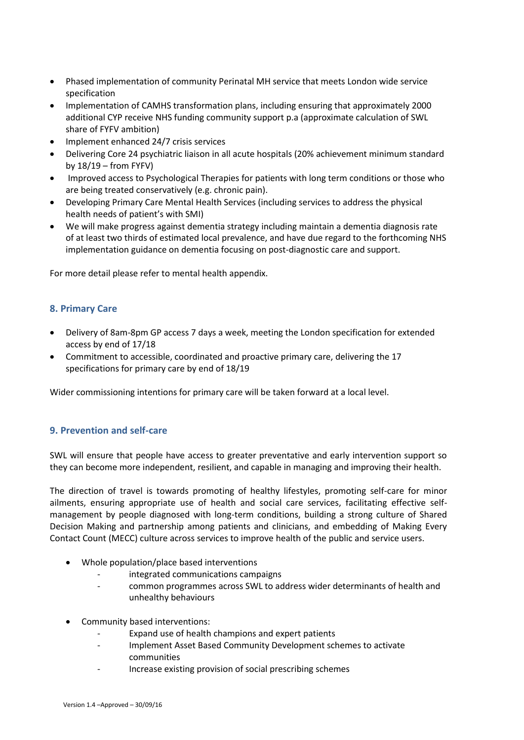- Phased implementation of community Perinatal MH service that meets London wide service specification
- Implementation of CAMHS transformation plans, including ensuring that approximately 2000 additional CYP receive NHS funding community support p.a (approximate calculation of SWL share of FYFV ambition)
- Implement enhanced 24/7 crisis services
- Delivering Core 24 psychiatric liaison in all acute hospitals (20% achievement minimum standard by 18/19 – from FYFV)
- Improved access to Psychological Therapies for patients with long term conditions or those who are being treated conservatively (e.g. chronic pain).
- Developing Primary Care Mental Health Services (including services to address the physical health needs of patient's with SMI)
- We will make progress against dementia strategy including maintain a dementia diagnosis rate of at least two thirds of estimated local prevalence, and have due regard to the forthcoming NHS implementation guidance on dementia focusing on post-diagnostic care and support.

For more detail please refer to mental health appendix.

## 8. Primary Care

- Delivery of 8am-8pm GP access 7 days a week, meeting the London specification for extended access by end of 17/18
- Commitment to accessible, coordinated and proactive primary care, delivering the 17 specifications for primary care by end of 18/19

Wider commissioning intentions for primary care will be taken forward at a local level.

## 9. Prevention and self-care

SWL will ensure that people have access to greater preventative and early intervention support so they can become more independent, resilient, and capable in managing and improving their health.

The direction of travel is towards promoting of healthy lifestyles, promoting self-care for minor ailments, ensuring appropriate use of health and social care services, facilitating effective self-management by people diagnosed with long-term conditions, building a strong culture of Shared Decision Making and partnership among patients and clinicians, and embedding of Making Every Contact Count (MECC) culture across services to improve health of the public and service users.

- Whole population/place based interventions
  - integrated communications campaigns
  - common programmes across SWL to address wider determinants of health and unhealthy behaviours
- Community based interventions:
  - Expand use of health champions and expert patients
  - Implement Asset Based Community Development schemes to activate communities
  - Increase existing provision of social prescribing schemes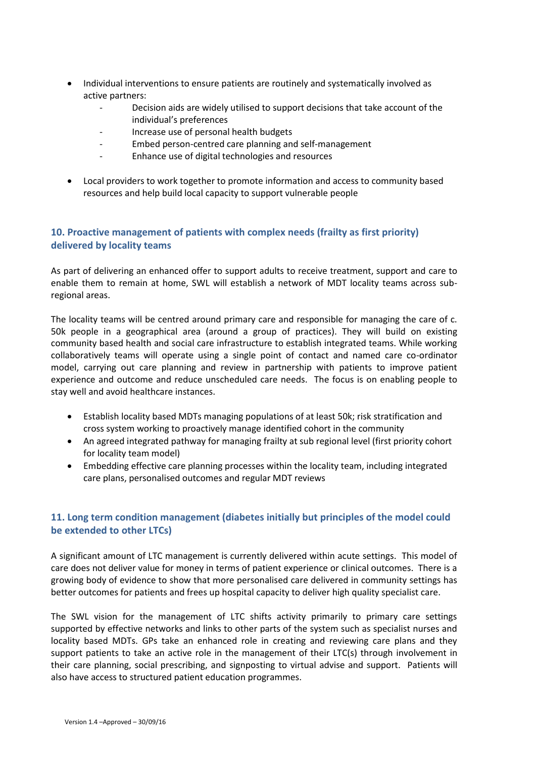- Individual interventions to ensure patients are routinely and systematically involved as active partners:
    - Decision aids are widely utilised to support decisions that take account of the individual's preferences
    - Increase use of personal health budgets
    - Embed person-centred care planning and self-management
    - Enhance use of digital technologies and resources
- Local providers to work together to promote information and access to community based resources and help build local capacity to support vulnerable people

### 10. Proactive management of patients with complex needs (frailty as first priority) delivered by locality teams

As part of delivering an enhanced offer to support adults to receive treatment, support and care to enable them to remain at home, SWL will establish a network of MDT locality teams across sub-regional areas.

The locality teams will be centred around primary care and responsible for managing the care of c. 50k people in a geographical area (around a group of practices). They will build on existing community based health and social care infrastructure to establish integrated teams. While working collaboratively teams will operate using a single point of contact and named care co-ordinator model, carrying out care planning and review in partnership with patients to improve patient experience and outcome and reduce unscheduled care needs. The focus is on enabling people to stay well and avoid healthcare instances.

- Establish locality based MDTs managing populations of at least 50k; risk stratification and cross system working to proactively manage identified cohort in the community
- An agreed integrated pathway for managing frailty at sub regional level (first priority cohort for locality team model)
- Embedding effective care planning processes within the locality team, including integrated care plans, personalised outcomes and regular MDT reviews

### 11. Long term condition management (diabetes initially but principles of the model could be extended to other LTCs)

A significant amount of LTC management is currently delivered within acute settings. This model of care does not deliver value for money in terms of patient experience or clinical outcomes. There is a growing body of evidence to show that more personalised care delivered in community settings has better outcomes for patients and frees up hospital capacity to deliver high quality specialist care.

The SWL vision for the management of LTC shifts activity primarily to primary care settings supported by effective networks and links to other parts of the system such as specialist nurses and locality based MDTs. GPs take an enhanced role in creating and reviewing care plans and they support patients to take an active role in the management of their LTC(s) through involvement in their care planning, social prescribing, and signposting to virtual advise and support. Patients will also have access to structured patient education programmes.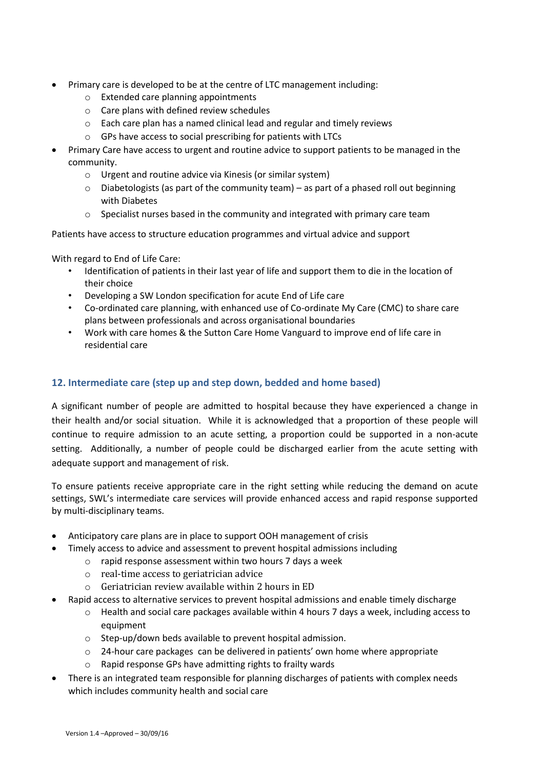- Primary care is developed to be at the centre of LTC management including:
    - Extended care planning appointments
    - Care plans with defined review schedules
    - Each care plan has a named clinical lead and regular and timely reviews
    - GPs have access to social prescribing for patients with LTCs
- Primary Care have access to urgent and routine advice to support patients to be managed in the community.
    - Urgent and routine advice via Kinesis (or similar system)
    - Diabetologists (as part of the community team) – as part of a phased roll out beginning with Diabetes
    - Specialist nurses based in the community and integrated with primary care team

Patients have access to structure education programmes and virtual advice and support

With regard to End of Life Care:

- Identification of patients in their last year of life and support them to die in the location of their choice
- Developing a SW London specification for acute End of Life care
- Co-ordinated care planning, with enhanced use of Co-ordinate My Care (CMC) to share care plans between professionals and across organisational boundaries
- Work with care homes & the Sutton Care Home Vanguard to improve end of life care in residential care

## 12. Intermediate care (step up and step down, bedded and home based)

A significant number of people are admitted to hospital because they have experienced a change in their health and/or social situation. While it is acknowledged that a proportion of these people will continue to require admission to an acute setting, a proportion could be supported in a non-acute setting. Additionally, a number of people could be discharged earlier from the acute setting with adequate support and management of risk.

To ensure patients receive appropriate care in the right setting while reducing the demand on acute settings, SWL's intermediate care services will provide enhanced access and rapid response supported by multi-disciplinary teams.

- Anticipatory care plans are in place to support OOH management of crisis
- Timely access to advice and assessment to prevent hospital admissions including
    - rapid response assessment within two hours 7 days a week
    - real-time access to geriatrician advice
    - Geriatrician review available within 2 hours in ED
- Rapid access to alternative services to prevent hospital admissions and enable timely discharge
    - Health and social care packages available within 4 hours 7 days a week, including access to equipment
    - Step-up/down beds available to prevent hospital admission.
    - 24-hour care packages can be delivered in patients' own home where appropriate
    - Rapid response GPs have admitting rights to frailty wards
- There is an integrated team responsible for planning discharges of patients with complex needs which includes community health and social care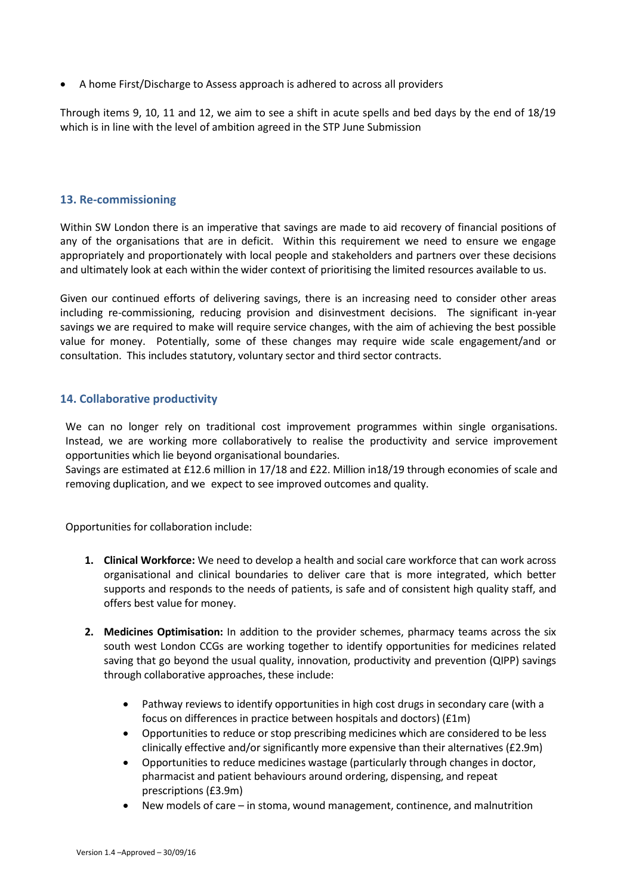- A home First/Discharge to Assess approach is adhered to across all providers

Through items 9, 10, 11 and 12, we aim to see a shift in acute spells and bed days by the end of 18/19 which is in line with the level of ambition agreed in the STP June Submission

### 13. Re-commissioning

Within SW London there is an imperative that savings are made to aid recovery of financial positions of any of the organisations that are in deficit. Within this requirement we need to ensure we engage appropriately and proportionately with local people and stakeholders and partners over these decisions and ultimately look at each within the wider context of prioritising the limited resources available to us.

Given our continued efforts of delivering savings, there is an increasing need to consider other areas including re-commissioning, reducing provision and disinvestment decisions. The significant in-year savings we are required to make will require service changes, with the aim of achieving the best possible value for money. Potentially, some of these changes may require wide scale engagement/and or consultation. This includes statutory, voluntary sector and third sector contracts.

### 14. Collaborative productivity

We can no longer rely on traditional cost improvement programmes within single organisations. Instead, we are working more collaboratively to realise the productivity and service improvement opportunities which lie beyond organisational boundaries.
Savings are estimated at £12.6 million in 17/18 and £22. Million in18/19 through economies of scale and removing duplication, and we expect to see improved outcomes and quality.

Opportunities for collaboration include:

1. **Clinical Workforce:** We need to develop a health and social care workforce that can work across organisational and clinical boundaries to deliver care that is more integrated, which better supports and responds to the needs of patients, is safe and of consistent high quality staff, and offers best value for money.

2. **Medicines Optimisation:** In addition to the provider schemes, pharmacy teams across the six south west London CCGs are working together to identify opportunities for medicines related saving that go beyond the usual quality, innovation, productivity and prevention (QIPP) savings through collaborative approaches, these include:

    - Pathway reviews to identify opportunities in high cost drugs in secondary care (with a focus on differences in practice between hospitals and doctors) (£1m)
    - Opportunities to reduce or stop prescribing medicines which are considered to be less clinically effective and/or significantly more expensive than their alternatives (£2.9m)
    - Opportunities to reduce medicines wastage (particularly through changes in doctor, pharmacist and patient behaviours around ordering, dispensing, and repeat prescriptions (£3.9m)
    - New models of care – in stoma, wound management, continence, and malnutrition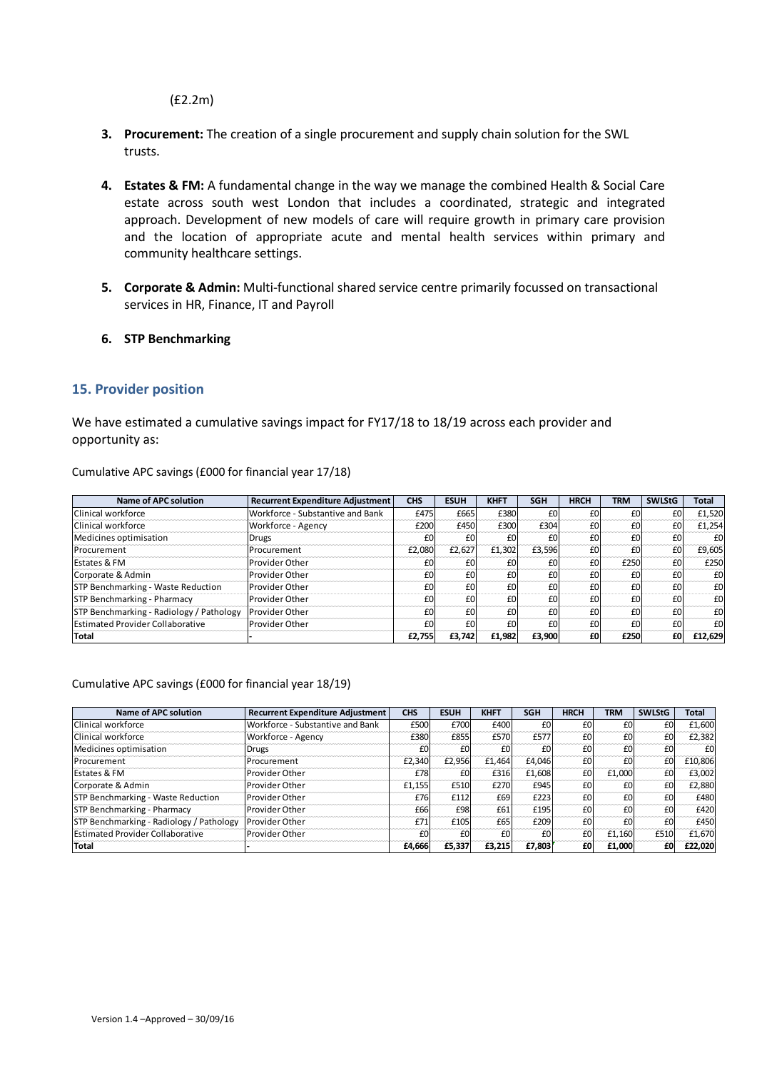(£2.2m)

3. **Procurement:** The creation of a single procurement and supply chain solution for the SWL trusts.

4. **Estates & FM:** A fundamental change in the way we manage the combined Health & Social Care estate across south west London that includes a coordinated, strategic and integrated approach. Development of new models of care will require growth in primary care provision and the location of appropriate acute and mental health services within primary and community healthcare settings.

5. **Corporate & Admin:** Multi-functional shared service centre primarily focussed on transactional services in HR, Finance, IT and Payroll

6. **STP Benchmarking**

## 15. Provider position

We have estimated a cumulative savings impact for FY17/18 to 18/19 across each provider and opportunity as:

Cumulative APC savings (£000 for financial year 17/18)

| Name of APC solution | Recurrent Expenditure Adjustment | CHS | ESUH | KHFT | SGH | HRCH | TRM | SWLStG | Total |
|---|---|---|---|---|---|---|---|---|---|
| Clinical workforce | Workforce - Substantive and Bank | £475 | £665 | £380 | £0 | £0 | £0 | £0 | £1,520 |
| Clinical workforce | Workforce - Agency | £200 | £450 | £300 | £304 | £0 | £0 | £0 | £1,254 |
| Medicines optimisation | Drugs | £0 | £0 | £0 | £0 | £0 | £0 | £0 | £0 |
| Procurement | Procurement | £2,080 | £2,627 | £1,302 | £3,596 | £0 | £0 | £0 | £9,605 |
| Estates & FM | Provider Other | £0 | £0 | £0 | £0 | £0 | £250 | £0 | £250 |
| Corporate & Admin | Provider Other | £0 | £0 | £0 | £0 | £0 | £0 | £0 | £0 |
| STP Benchmarking - Waste Reduction | Provider Other | £0 | £0 | £0 | £0 | £0 | £0 | £0 | £0 |
| STP Benchmarking - Pharmacy | Provider Other | £0 | £0 | £0 | £0 | £0 | £0 | £0 | £0 |
| STP Benchmarking - Radiology / Pathology | Provider Other | £0 | £0 | £0 | £0 | £0 | £0 | £0 | £0 |
| Estimated Provider Collaborative | Provider Other | £0 | £0 | £0 | £0 | £0 | £0 | £0 | £0 |
| **Total** | - | **£2,755** | **£3,742** | **£1,982** | **£3,900** | **£0** | **£250** | **£0** | **£12,629** |

Cumulative APC savings (£000 for financial year 18/19)

| Name of APC solution | Recurrent Expenditure Adjustment | CHS | ESUH | KHFT | SGH | HRCH | TRM | SWLStG | Total |
|---|---|---|---|---|---|---|---|---|---|
| Clinical workforce | Workforce - Substantive and Bank | £500 | £700 | £400 | £0 | £0 | £0 | £0 | £1,600 |
| Clinical workforce | Workforce - Agency | £380 | £855 | £570 | £577 | £0 | £0 | £0 | £2,382 |
| Medicines optimisation | Drugs | £0 | £0 | £0 | £0 | £0 | £0 | £0 | £0 |
| Procurement | Procurement | £2,340 | £2,956 | £1,464 | £4,046 | £0 | £0 | £0 | £10,806 |
| Estates & FM | Provider Other | £78 | £0 | £316 | £1,608 | £0 | £1,000 | £0 | £3,002 |
| Corporate & Admin | Provider Other | £1,155 | £510 | £270 | £945 | £0 | £0 | £0 | £2,880 |
| STP Benchmarking - Waste Reduction | Provider Other | £76 | £112 | £69 | £223 | £0 | £0 | £0 | £480 |
| STP Benchmarking - Pharmacy | Provider Other | £66 | £98 | £61 | £195 | £0 | £0 | £0 | £420 |
| STP Benchmarking - Radiology / Pathology | Provider Other | £71 | £105 | £65 | £209 | £0 | £0 | £0 | £450 |
| Estimated Provider Collaborative | Provider Other | £0 | £0 | £0 | £0 | £0 | £1,160 | £510 | £1,670 |
| **Total** | - | **£4,666** | **£5,337** | **£3,215** | **£7,803** | **£0** | **£1,000** | **£0** | **£22,020** |